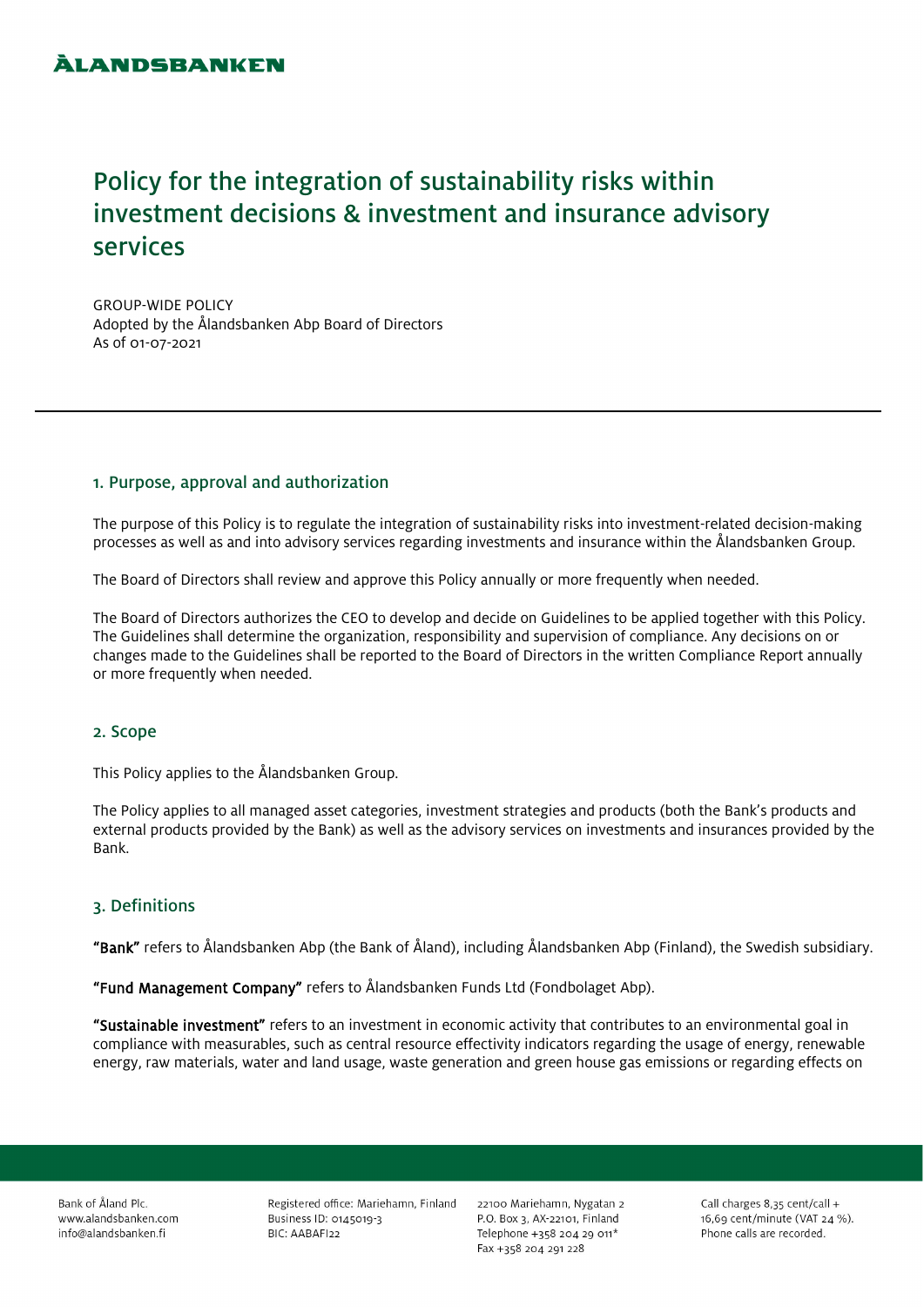ÅLANDSBANKEN

# Policy for the integration of sustainability risks within investment decisions & investment and insurance advisory services

GROUP-WIDE POLICY
Adopted by the Ålandsbanken Abp Board of Directors
As of 01-07-2021

## 1. Purpose, approval and authorization

The purpose of this Policy is to regulate the integration of sustainability risks into investment-related decision-making processes as well as and into advisory services regarding investments and insurance within the Ålandsbanken Group.

The Board of Directors shall review and approve this Policy annually or more frequently when needed.

The Board of Directors authorizes the CEO to develop and decide on Guidelines to be applied together with this Policy. The Guidelines shall determine the organization, responsibility and supervision of compliance. Any decisions on or changes made to the Guidelines shall be reported to the Board of Directors in the written Compliance Report annually or more frequently when needed.

## 2. Scope

This Policy applies to the Ålandsbanken Group.

The Policy applies to all managed asset categories, investment strategies and products (both the Bank's products and external products provided by the Bank) as well as the advisory services on investments and insurances provided by the Bank.

## 3. Definitions

**"Bank"** refers to Ålandsbanken Abp (the Bank of Åland), including Ålandsbanken Abp (Finland), the Swedish subsidiary.

**"Fund Management Company"** refers to Ålandsbanken Funds Ltd (Fondbolaget Abp).

**"Sustainable investment"** refers to an investment in economic activity that contributes to an environmental goal in compliance with measurables, such as central resource effectivity indicators regarding the usage of energy, renewable energy, raw materials, water and land usage, waste generation and green house gas emissions or regarding effects on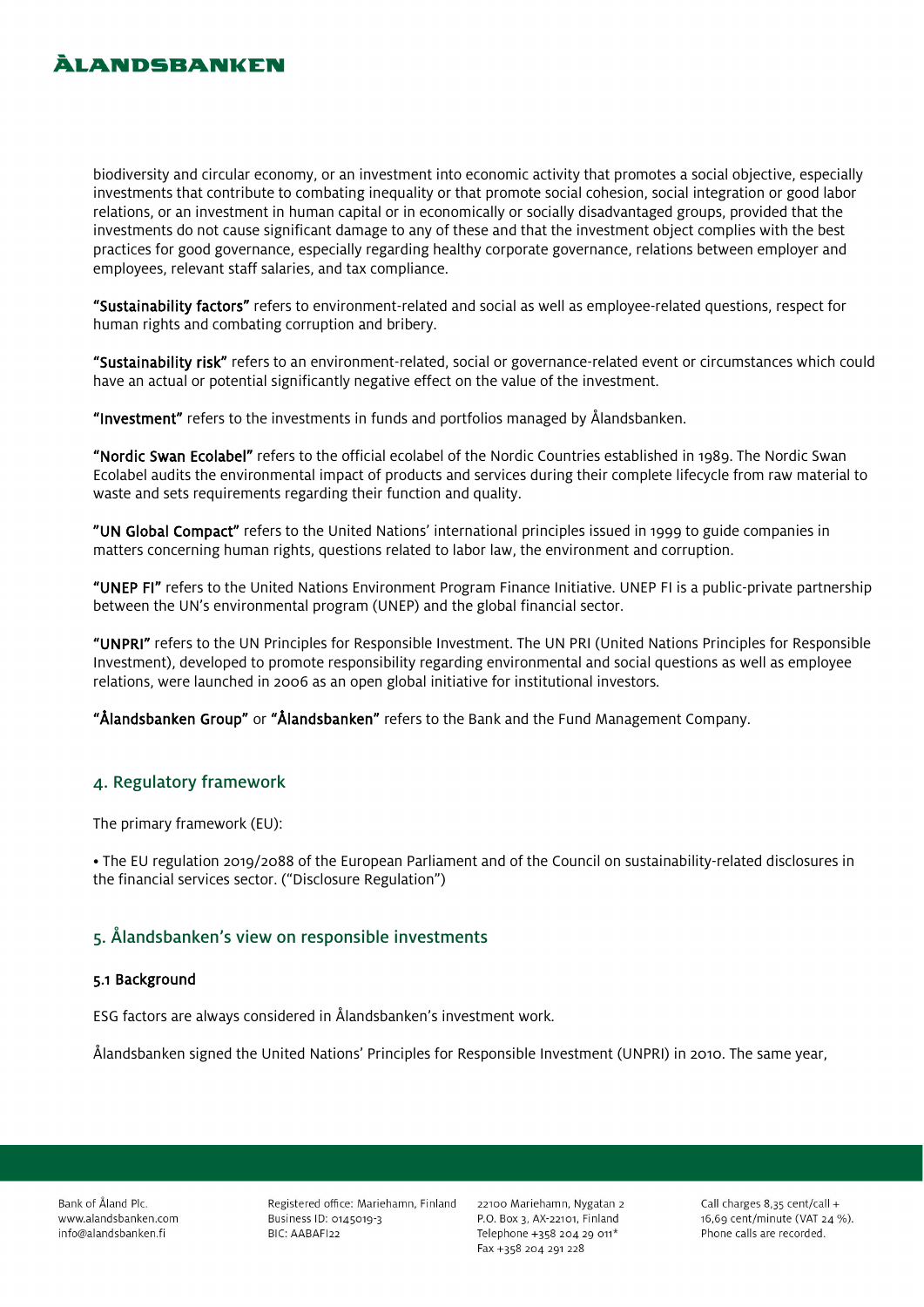biodiversity and circular economy, or an investment into economic activity that promotes a social objective, especially investments that contribute to combating inequality or that promote social cohesion, social integration or good labor relations, or an investment in human capital or in economically or socially disadvantaged groups, provided that the investments do not cause significant damage to any of these and that the investment object complies with the best practices for good governance, especially regarding healthy corporate governance, relations between employer and employees, relevant staff salaries, and tax compliance.

**"Sustainability factors"** refers to environment-related and social as well as employee-related questions, respect for human rights and combating corruption and bribery.

**"Sustainability risk"** refers to an environment-related, social or governance-related event or circumstances which could have an actual or potential significantly negative effect on the value of the investment.

**"Investment"** refers to the investments in funds and portfolios managed by Ålandsbanken.

**"Nordic Swan Ecolabel"** refers to the official ecolabel of the Nordic Countries established in 1989. The Nordic Swan Ecolabel audits the environmental impact of products and services during their complete lifecycle from raw material to waste and sets requirements regarding their function and quality.

**"UN Global Compact"** refers to the United Nations' international principles issued in 1999 to guide companies in matters concerning human rights, questions related to labor law, the environment and corruption.

**"UNEP FI"** refers to the United Nations Environment Program Finance Initiative. UNEP FI is a public-private partnership between the UN's environmental program (UNEP) and the global financial sector.

**"UNPRI"** refers to the UN Principles for Responsible Investment. The UN PRI (United Nations Principles for Responsible Investment), developed to promote responsibility regarding environmental and social questions as well as employee relations, were launched in 2006 as an open global initiative for institutional investors.

**"Ålandsbanken Group"** or **"Ålandsbanken"** refers to the Bank and the Fund Management Company.

## 4. Regulatory framework

The primary framework (EU):

- The EU regulation 2019/2088 of the European Parliament and of the Council on sustainability-related disclosures in the financial services sector. ("Disclosure Regulation")

## 5. Ålandsbanken's view on responsible investments

### 5.1 Background

ESG factors are always considered in Ålandsbanken's investment work.

Ålandsbanken signed the United Nations' Principles for Responsible Investment (UNPRI) in 2010. The same year,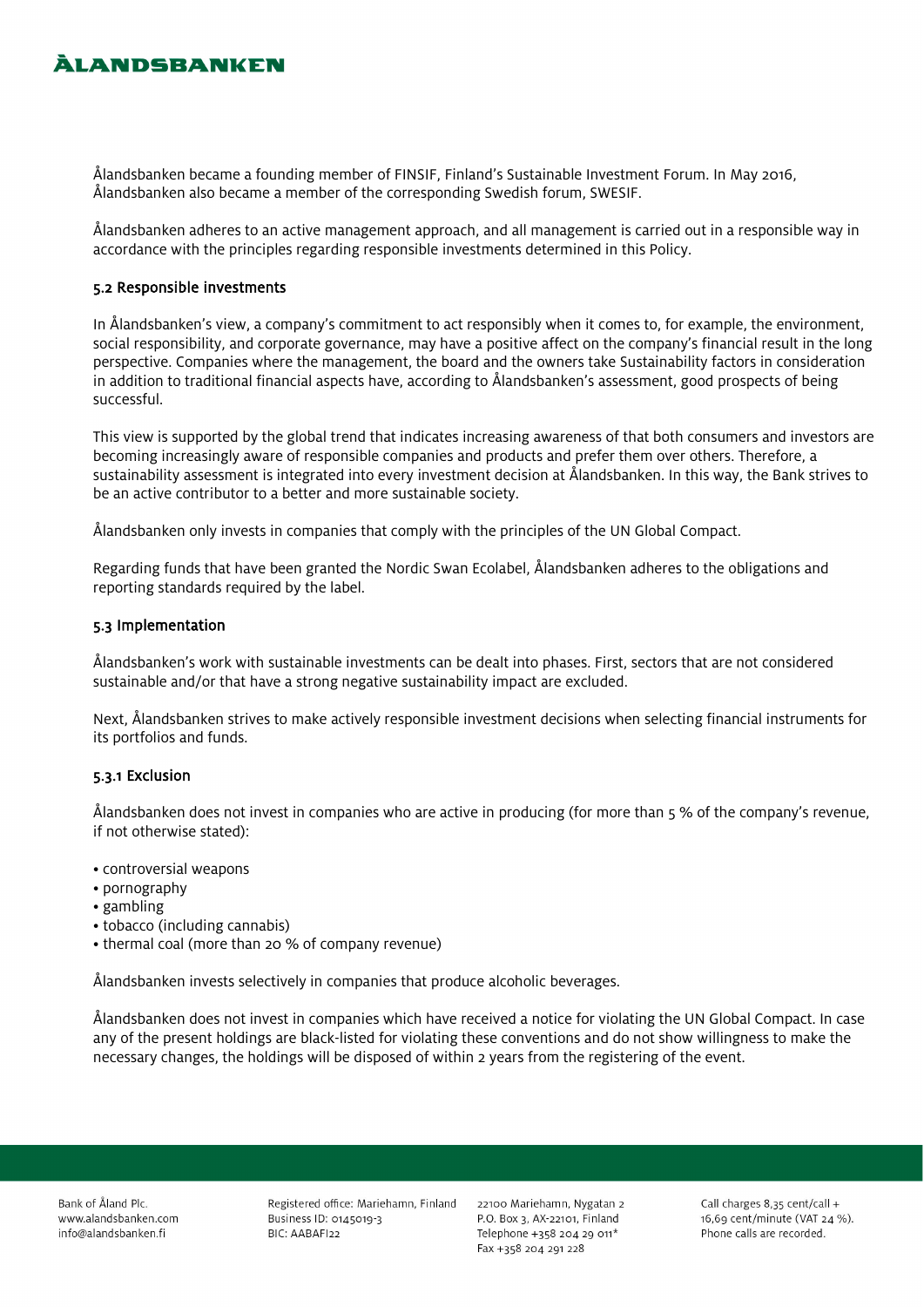Ålandsbanken became a founding member of FINSIF, Finland's Sustainable Investment Forum. In May 2016, Ålandsbanken also became a member of the corresponding Swedish forum, SWESIF.

Ålandsbanken adheres to an active management approach, and all management is carried out in a responsible way in accordance with the principles regarding responsible investments determined in this Policy.

### 5.2 Responsible investments

In Ålandsbanken's view, a company's commitment to act responsibly when it comes to, for example, the environment, social responsibility, and corporate governance, may have a positive affect on the company's financial result in the long perspective. Companies where the management, the board and the owners take Sustainability factors in consideration in addition to traditional financial aspects have, according to Ålandsbanken's assessment, good prospects of being successful.

This view is supported by the global trend that indicates increasing awareness of that both consumers and investors are becoming increasingly aware of responsible companies and products and prefer them over others. Therefore, a sustainability assessment is integrated into every investment decision at Ålandsbanken. In this way, the Bank strives to be an active contributor to a better and more sustainable society.

Ålandsbanken only invests in companies that comply with the principles of the UN Global Compact.

Regarding funds that have been granted the Nordic Swan Ecolabel, Ålandsbanken adheres to the obligations and reporting standards required by the label.

### 5.3 Implementation

Ålandsbanken's work with sustainable investments can be dealt into phases. First, sectors that are not considered sustainable and/or that have a strong negative sustainability impact are excluded.

Next, Ålandsbanken strives to make actively responsible investment decisions when selecting financial instruments for its portfolios and funds.

#### 5.3.1 Exclusion

Ålandsbanken does not invest in companies who are active in producing (for more than 5 % of the company's revenue, if not otherwise stated):

- controversial weapons
- pornography
- gambling
- tobacco (including cannabis)
- thermal coal (more than 20 % of company revenue)

Ålandsbanken invests selectively in companies that produce alcoholic beverages.

Ålandsbanken does not invest in companies which have received a notice for violating the UN Global Compact. In case any of the present holdings are black-listed for violating these conventions and do not show willingness to make the necessary changes, the holdings will be disposed of within 2 years from the registering of the event.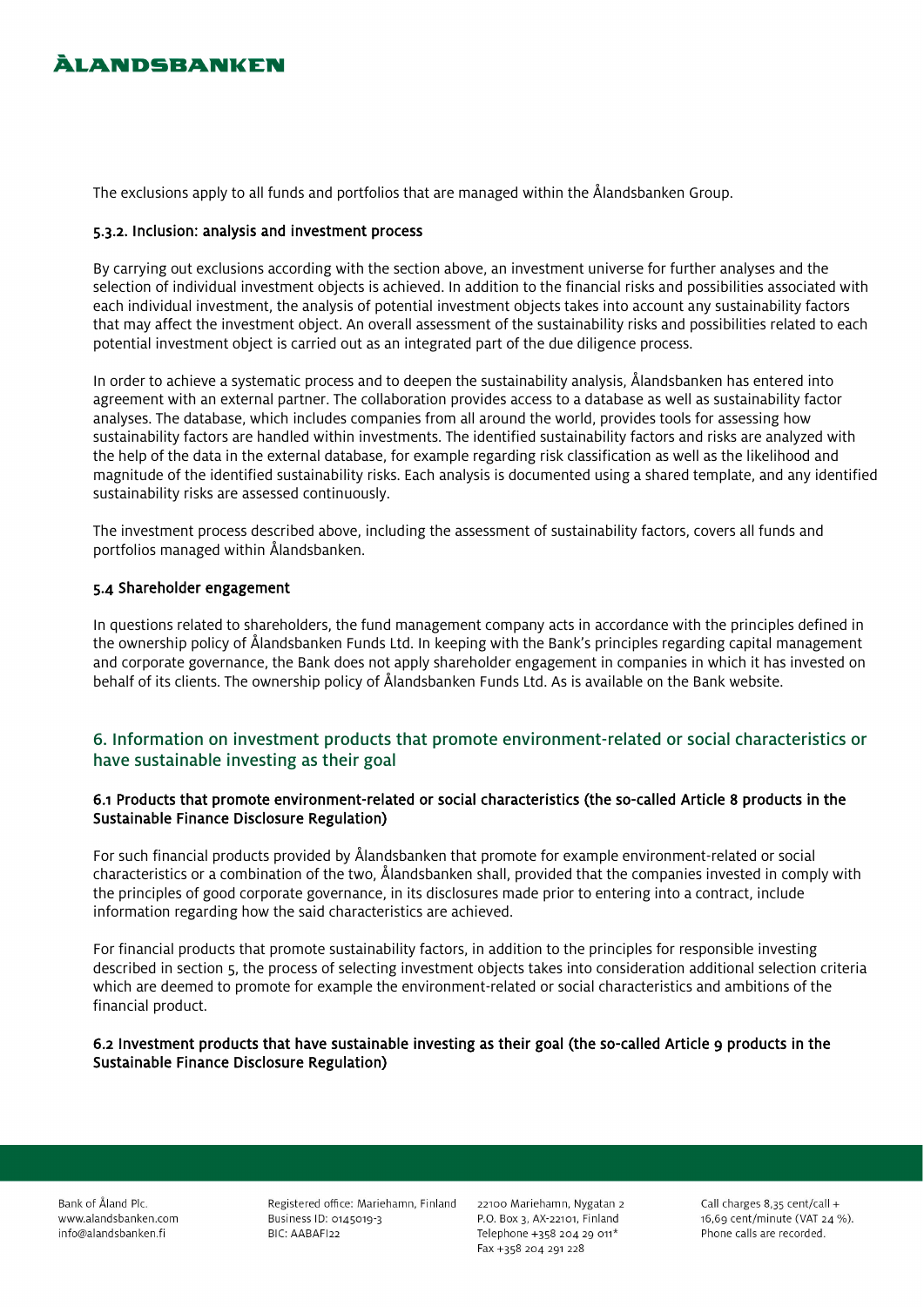The exclusions apply to all funds and portfolios that are managed within the Ålandsbanken Group.

### 5.3.2. Inclusion: analysis and investment process

By carrying out exclusions according with the section above, an investment universe for further analyses and the selection of individual investment objects is achieved. In addition to the financial risks and possibilities associated with each individual investment, the analysis of potential investment objects takes into account any sustainability factors that may affect the investment object. An overall assessment of the sustainability risks and possibilities related to each potential investment object is carried out as an integrated part of the due diligence process.

In order to achieve a systematic process and to deepen the sustainability analysis, Ålandsbanken has entered into agreement with an external partner. The collaboration provides access to a database as well as sustainability factor analyses. The database, which includes companies from all around the world, provides tools for assessing how sustainability factors are handled within investments. The identified sustainability factors and risks are analyzed with the help of the data in the external database, for example regarding risk classification as well as the likelihood and magnitude of the identified sustainability risks. Each analysis is documented using a shared template, and any identified sustainability risks are assessed continuously.

The investment process described above, including the assessment of sustainability factors, covers all funds and portfolios managed within Ålandsbanken.

### 5.4 Shareholder engagement

In questions related to shareholders, the fund management company acts in accordance with the principles defined in the ownership policy of Ålandsbanken Funds Ltd. In keeping with the Bank's principles regarding capital management and corporate governance, the Bank does not apply shareholder engagement in companies in which it has invested on behalf of its clients. The ownership policy of Ålandsbanken Funds Ltd. As is available on the Bank website.

## 6. Information on investment products that promote environment-related or social characteristics or have sustainable investing as their goal

### 6.1 Products that promote environment-related or social characteristics (the so-called Article 8 products in the Sustainable Finance Disclosure Regulation)

For such financial products provided by Ålandsbanken that promote for example environment-related or social characteristics or a combination of the two, Ålandsbanken shall, provided that the companies invested in comply with the principles of good corporate governance, in its disclosures made prior to entering into a contract, include information regarding how the said characteristics are achieved.

For financial products that promote sustainability factors, in addition to the principles for responsible investing described in section 5, the process of selecting investment objects takes into consideration additional selection criteria which are deemed to promote for example the environment-related or social characteristics and ambitions of the financial product.

### 6.2 Investment products that have sustainable investing as their goal (the so-called Article 9 products in the Sustainable Finance Disclosure Regulation)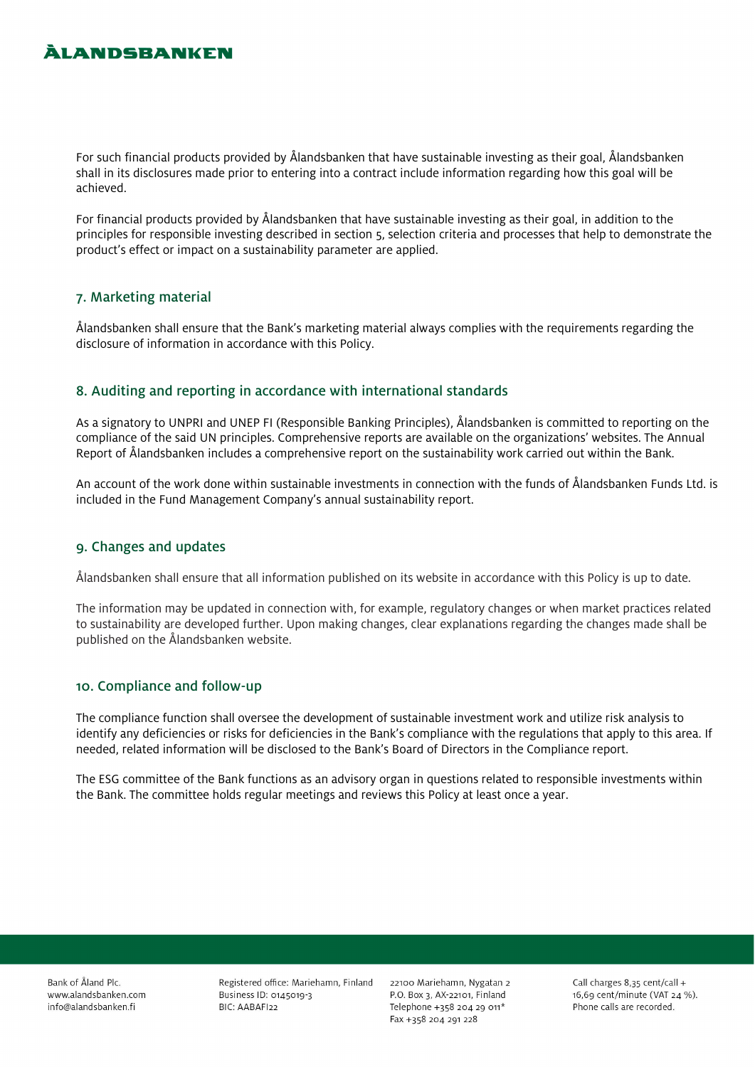For such financial products provided by Ålandsbanken that have sustainable investing as their goal, Ålandsbanken shall in its disclosures made prior to entering into a contract include information regarding how this goal will be achieved.

For financial products provided by Ålandsbanken that have sustainable investing as their goal, in addition to the principles for responsible investing described in section 5, selection criteria and processes that help to demonstrate the product's effect or impact on a sustainability parameter are applied.

## 7. Marketing material

Ålandsbanken shall ensure that the Bank's marketing material always complies with the requirements regarding the disclosure of information in accordance with this Policy.

## 8. Auditing and reporting in accordance with international standards

As a signatory to UNPRI and UNEP FI (Responsible Banking Principles), Ålandsbanken is committed to reporting on the compliance of the said UN principles. Comprehensive reports are available on the organizations' websites. The Annual Report of Ålandsbanken includes a comprehensive report on the sustainability work carried out within the Bank.

An account of the work done within sustainable investments in connection with the funds of Ålandsbanken Funds Ltd. is included in the Fund Management Company's annual sustainability report.

## 9. Changes and updates

Ålandsbanken shall ensure that all information published on its website in accordance with this Policy is up to date.

The information may be updated in connection with, for example, regulatory changes or when market practices related to sustainability are developed further. Upon making changes, clear explanations regarding the changes made shall be published on the Ålandsbanken website.

## 10. Compliance and follow-up

The compliance function shall oversee the development of sustainable investment work and utilize risk analysis to identify any deficiencies or risks for deficiencies in the Bank's compliance with the regulations that apply to this area. If needed, related information will be disclosed to the Bank's Board of Directors in the Compliance report.

The ESG committee of the Bank functions as an advisory organ in questions related to responsible investments within the Bank. The committee holds regular meetings and reviews this Policy at least once a year.